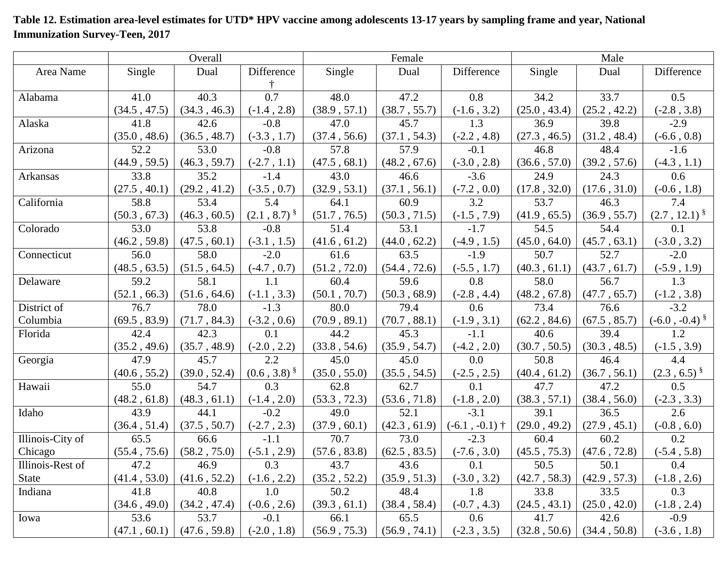**Table 12. Estimation area-level estimates for UTD* HPV vaccine among adolescents 13-17 years by sampling frame and year, National Immunization Survey-Teen, 2017**

| Area Name | Overall | | | Female | | | Male | | |
|---|---|---|---|---|---|---|---|---|---|
| | Single | Dual | Difference † | Single | Dual | Difference | Single | Dual | Difference |
| Alabama | 41.0 (34.5 , 47.5) | 40.3 (34.3 , 46.3) | 0.7 (-1.4 , 2.8) | 48.0 (38.9 , 57.1) | 47.2 (38.7 , 55.7) | 0.8 (-1.6 , 3.2) | 34.2 (25.0 , 43.4) | 33.7 (25.2 , 42.2) | 0.5 (-2.8 , 3.8) |
| Alaska | 41.8 (35.0 , 48.6) | 42.6 (36.5 , 48.7) | -0.8 (-3.3 , 1.7) | 47.0 (37.4 , 56.6) | 45.7 (37.1 , 54.3) | 1.3 (-2.2 , 4.8) | 36.9 (27.3 , 46.5) | 39.8 (31.2 , 48.4) | -2.9 (-6.6 , 0.8) |
| Arizona | 52.2 (44.9 , 59.5) | 53.0 (46.3 , 59.7) | -0.8 (-2.7 , 1.1) | 57.8 (47.5 , 68.1) | 57.9 (48.2 , 67.6) | -0.1 (-3.0 , 2.8) | 46.8 (36.6 , 57.0) | 48.4 (39.2 , 57.6) | -1.6 (-4.3 , 1.1) |
| Arkansas | 33.8 (27.5 , 40.1) | 35.2 (29.2 , 41.2) | -1.4 (-3.5 , 0.7) | 43.0 (32.9 , 53.1) | 46.6 (37.1 , 56.1) | -3.6 (-7.2 , 0.0) | 24.9 (17.8 , 32.0) | 24.3 (17.6 , 31.0) | 0.6 (-0.6 , 1.8) |
| California | 58.8 (50.3 , 67.3) | 53.4 (46.3 , 60.5) | 5.4 (2.1 , 8.7) § | 64.1 (51.7 , 76.5) | 60.9 (50.3 , 71.5) | 3.2 (-1.5 , 7.9) | 53.7 (41.9 , 65.5) | 46.3 (36.9 , 55.7) | 7.4 (2.7 , 12.1) § |
| Colorado | 53.0 (46.2 , 59.8) | 53.8 (47.5 , 60.1) | -0.8 (-3.1 , 1.5) | 51.4 (41.6 , 61.2) | 53.1 (44.0 , 62.2) | -1.7 (-4.9 , 1.5) | 54.5 (45.0 , 64.0) | 54.4 (45.7 , 63.1) | 0.1 (-3.0 , 3.2) |
| Connecticut | 56.0 (48.5 , 63.5) | 58.0 (51.5 , 64.5) | -2.0 (-4.7 , 0.7) | 61.6 (51.2 , 72.0) | 63.5 (54.4 , 72.6) | -1.9 (-5.5 , 1.7) | 50.7 (40.3 , 61.1) | 52.7 (43.7 , 61.7) | -2.0 (-5.9 , 1.9) |
| Delaware | 59.2 (52.1 , 66.3) | 58.1 (51.6 , 64.6) | 1.1 (-1.1 , 3.3) | 60.4 (50.1 , 70.7) | 59.6 (50.3 , 68.9) | 0.8 (-2.8 , 4.4) | 58.0 (48.2 , 67.8) | 56.7 (47.7 , 65.7) | 1.3 (-1.2 , 3.8) |
| District of Columbia | 76.7 (69.5 , 83.9) | 78.0 (71.7 , 84.3) | -1.3 (-3.2 , 0.6) | 80.0 (70.9 , 89.1) | 79.4 (70.7 , 88.1) | 0.6 (-1.9 , 3.1) | 73.4 (62.2 , 84.6) | 76.6 (67.5 , 85.7) | -3.2 (-6.0 , -0.4) § |
| Florida | 42.4 (35.2 , 49.6) | 42.3 (35.7 , 48.9) | 0.1 (-2.0 , 2.2) | 44.2 (33.8 , 54.6) | 45.3 (35.9 , 54.7) | -1.1 (-4.2 , 2.0) | 40.6 (30.7 , 50.5) | 39.4 (30.3 , 48.5) | 1.2 (-1.5 , 3.9) |
| Georgia | 47.9 (40.6 , 55.2) | 45.7 (39.0 , 52.4) | 2.2 (0.6 , 3.8) § | 45.0 (35.0 , 55.0) | 45.0 (35.5 , 54.5) | 0.0 (-2.5 , 2.5) | 50.8 (40.4 , 61.2) | 46.4 (36.7 , 56.1) | 4.4 (2.3 , 6.5) § |
| Hawaii | 55.0 (48.2 , 61.8) | 54.7 (48.3 , 61.1) | 0.3 (-1.4 , 2.0) | 62.8 (53.3 , 72.3) | 62.7 (53.6 , 71.8) | 0.1 (-1.8 , 2.0) | 47.7 (38.3 , 57.1) | 47.2 (38.4 , 56.0) | 0.5 (-2.3 , 3.3) |
| Idaho | 43.9 (36.4 , 51.4) | 44.1 (37.5 , 50.7) | -0.2 (-2.7 , 2.3) | 49.0 (37.9 , 60.1) | 52.1 (42.3 , 61.9) | -3.1 (-6.1 , -0.1) † | 39.1 (29.0 , 49.2) | 36.5 (27.9 , 45.1) | 2.6 (-0.8 , 6.0) |
| Illinois-City of Chicago | 65.5 (55.4 , 75.6) | 66.6 (58.2 , 75.0) | -1.1 (-5.1 , 2.9) | 70.7 (57.6 , 83.8) | 73.0 (62.5 , 83.5) | -2.3 (-7.6 , 3.0) | 60.4 (45.5 , 75.3) | 60.2 (47.6 , 72.8) | 0.2 (-5.4 , 5.8) |
| Illinois-Rest of State | 47.2 (41.4 , 53.0) | 46.9 (41.6 , 52.2) | 0.3 (-1.6 , 2.2) | 43.7 (35.2 , 52.2) | 43.6 (35.9 , 51.3) | 0.1 (-3.0 , 3.2) | 50.5 (42.7 , 58.3) | 50.1 (42.9 , 57.3) | 0.4 (-1.8 , 2.6) |
| Indiana | 41.8 (34.6 , 49.0) | 40.8 (34.2 , 47.4) | 1.0 (-0.6 , 2.6) | 50.2 (39.3 , 61.1) | 48.4 (38.4 , 58.4) | 1.8 (-0.7 , 4.3) | 33.8 (24.5 , 43.1) | 33.5 (25.0 , 42.0) | 0.3 (-1.8 , 2.4) |
| Iowa | 53.6 (47.1 , 60.1) | 53.7 (47.6 , 59.8) | -0.1 (-2.0 , 1.8) | 66.1 (56.9 , 75.3) | 65.5 (56.9 , 74.1) | 0.6 (-2.3 , 3.5) | 41.7 (32.8 , 50.6) | 42.6 (34.4 , 50.8) | -0.9 (-3.6 , 1.8) |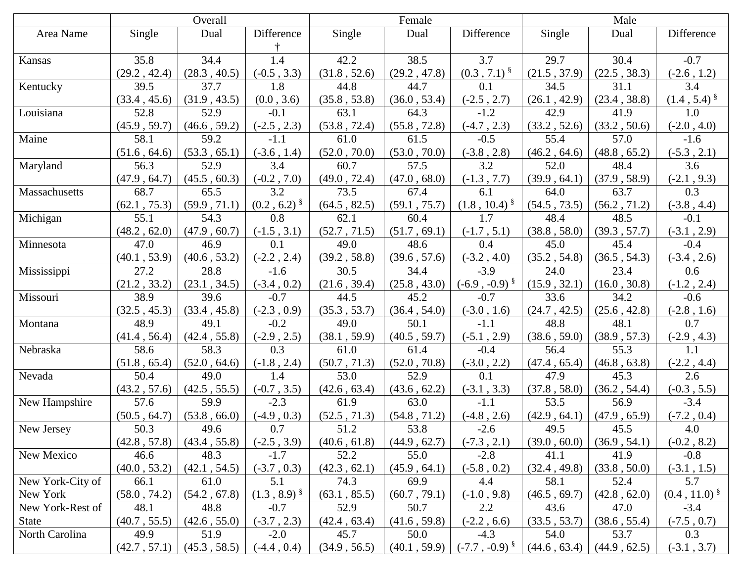| Area Name | Overall | | | Female | | | Male | | |
|---|---|---|---|---|---|---|---|---|---|
| | Single | Dual | Difference † | Single | Dual | Difference | Single | Dual | Difference |
| Kansas | 35.8 (29.2 , 42.4) | 34.4 (28.3 , 40.5) | 1.4 (-0.5 , 3.3) | 42.2 (31.8 , 52.6) | 38.5 (29.2 , 47.8) | 3.7 (0.3 , 7.1) § | 29.7 (21.5 , 37.9) | 30.4 (22.5 , 38.3) | -0.7 (-2.6 , 1.2) |
| Kentucky | 39.5 (33.4 , 45.6) | 37.7 (31.9 , 43.5) | 1.8 (0.0 , 3.6) | 44.8 (35.8 , 53.8) | 44.7 (36.0 , 53.4) | 0.1 (-2.5 , 2.7) | 34.5 (26.1 , 42.9) | 31.1 (23.4 , 38.8) | 3.4 (1.4 , 5.4) § |
| Louisiana | 52.8 (45.9 , 59.7) | 52.9 (46.6 , 59.2) | -0.1 (-2.5 , 2.3) | 63.1 (53.8 , 72.4) | 64.3 (55.8 , 72.8) | -1.2 (-4.7 , 2.3) | 42.9 (33.2 , 52.6) | 41.9 (33.2 , 50.6) | 1.0 (-2.0 , 4.0) |
| Maine | 58.1 (51.6 , 64.6) | 59.2 (53.3 , 65.1) | -1.1 (-3.6 , 1.4) | 61.0 (52.0 , 70.0) | 61.5 (53.0 , 70.0) | -0.5 (-3.8 , 2.8) | 55.4 (46.2 , 64.6) | 57.0 (48.8 , 65.2) | -1.6 (-5.3 , 2.1) |
| Maryland | 56.3 (47.9 , 64.7) | 52.9 (45.5 , 60.3) | 3.4 (-0.2 , 7.0) | 60.7 (49.0 , 72.4) | 57.5 (47.0 , 68.0) | 3.2 (-1.3 , 7.7) | 52.0 (39.9 , 64.1) | 48.4 (37.9 , 58.9) | 3.6 (-2.1 , 9.3) |
| Massachusetts | 68.7 (62.1 , 75.3) | 65.5 (59.9 , 71.1) | 3.2 (0.2 , 6.2) § | 73.5 (64.5 , 82.5) | 67.4 (59.1 , 75.7) | 6.1 (1.8 , 10.4) § | 64.0 (54.5 , 73.5) | 63.7 (56.2 , 71.2) | 0.3 (-3.8 , 4.4) |
| Michigan | 55.1 (48.2 , 62.0) | 54.3 (47.9 , 60.7) | 0.8 (-1.5 , 3.1) | 62.1 (52.7 , 71.5) | 60.4 (51.7 , 69.1) | 1.7 (-1.7 , 5.1) | 48.4 (38.8 , 58.0) | 48.5 (39.3 , 57.7) | -0.1 (-3.1 , 2.9) |
| Minnesota | 47.0 (40.1 , 53.9) | 46.9 (40.6 , 53.2) | 0.1 (-2.2 , 2.4) | 49.0 (39.2 , 58.8) | 48.6 (39.6 , 57.6) | 0.4 (-3.2 , 4.0) | 45.0 (35.2 , 54.8) | 45.4 (36.5 , 54.3) | -0.4 (-3.4 , 2.6) |
| Mississippi | 27.2 (21.2 , 33.2) | 28.8 (23.1 , 34.5) | -1.6 (-3.4 , 0.2) | 30.5 (21.6 , 39.4) | 34.4 (25.8 , 43.0) | -3.9 (-6.9 , -0.9) § | 24.0 (15.9 , 32.1) | 23.4 (16.0 , 30.8) | 0.6 (-1.2 , 2.4) |
| Missouri | 38.9 (32.5 , 45.3) | 39.6 (33.4 , 45.8) | -0.7 (-2.3 , 0.9) | 44.5 (35.3 , 53.7) | 45.2 (36.4 , 54.0) | -0.7 (-3.0 , 1.6) | 33.6 (24.7 , 42.5) | 34.2 (25.6 , 42.8) | -0.6 (-2.8 , 1.6) |
| Montana | 48.9 (41.4 , 56.4) | 49.1 (42.4 , 55.8) | -0.2 (-2.9 , 2.5) | 49.0 (38.1 , 59.9) | 50.1 (40.5 , 59.7) | -1.1 (-5.1 , 2.9) | 48.8 (38.6 , 59.0) | 48.1 (38.9 , 57.3) | 0.7 (-2.9 , 4.3) |
| Nebraska | 58.6 (51.8 , 65.4) | 58.3 (52.0 , 64.6) | 0.3 (-1.8 , 2.4) | 61.0 (50.7 , 71.3) | 61.4 (52.0 , 70.8) | -0.4 (-3.0 , 2.2) | 56.4 (47.4 , 65.4) | 55.3 (46.8 , 63.8) | 1.1 (-2.2 , 4.4) |
| Nevada | 50.4 (43.2 , 57.6) | 49.0 (42.5 , 55.5) | 1.4 (-0.7 , 3.5) | 53.0 (42.6 , 63.4) | 52.9 (43.6 , 62.2) | 0.1 (-3.1 , 3.3) | 47.9 (37.8 , 58.0) | 45.3 (36.2 , 54.4) | 2.6 (-0.3 , 5.5) |
| New Hampshire | 57.6 (50.5 , 64.7) | 59.9 (53.8 , 66.0) | -2.3 (-4.9 , 0.3) | 61.9 (52.5 , 71.3) | 63.0 (54.8 , 71.2) | -1.1 (-4.8 , 2.6) | 53.5 (42.9 , 64.1) | 56.9 (47.9 , 65.9) | -3.4 (-7.2 , 0.4) |
| New Jersey | 50.3 (42.8 , 57.8) | 49.6 (43.4 , 55.8) | 0.7 (-2.5 , 3.9) | 51.2 (40.6 , 61.8) | 53.8 (44.9 , 62.7) | -2.6 (-7.3 , 2.1) | 49.5 (39.0 , 60.0) | 45.5 (36.9 , 54.1) | 4.0 (-0.2 , 8.2) |
| New Mexico | 46.6 (40.0 , 53.2) | 48.3 (42.1 , 54.5) | -1.7 (-3.7 , 0.3) | 52.2 (42.3 , 62.1) | 55.0 (45.9 , 64.1) | -2.8 (-5.8 , 0.2) | 41.1 (32.4 , 49.8) | 41.9 (33.8 , 50.0) | -0.8 (-3.1 , 1.5) |
| New York-City of New York | 66.1 (58.0 , 74.2) | 61.0 (54.2 , 67.8) | 5.1 (1.3 , 8.9) § | 74.3 (63.1 , 85.5) | 69.9 (60.7 , 79.1) | 4.4 (-1.0 , 9.8) | 58.1 (46.5 , 69.7) | 52.4 (42.8 , 62.0) | 5.7 (0.4 , 11.0) § |
| New York-Rest of State | 48.1 (40.7 , 55.5) | 48.8 (42.6 , 55.0) | -0.7 (-3.7 , 2.3) | 52.9 (42.4 , 63.4) | 50.7 (41.6 , 59.8) | 2.2 (-2.2 , 6.6) | 43.6 (33.5 , 53.7) | 47.0 (38.6 , 55.4) | -3.4 (-7.5 , 0.7) |
| North Carolina | 49.9 (42.7 , 57.1) | 51.9 (45.3 , 58.5) | -2.0 (-4.4 , 0.4) | 45.7 (34.9 , 56.5) | 50.0 (40.1 , 59.9) | -4.3 (-7.7 , -0.9) § | 54.0 (44.6 , 63.4) | 53.7 (44.9 , 62.5) | 0.3 (-3.1 , 3.7) |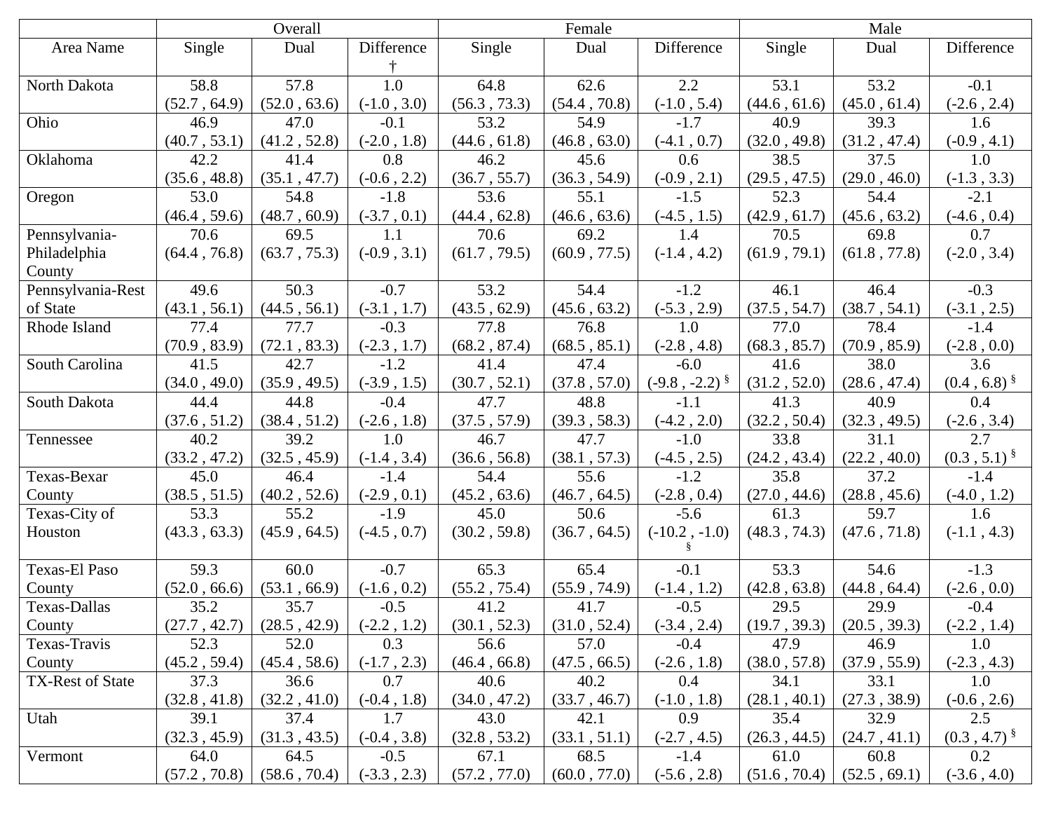| Area Name | Overall | | | Female | | | Male | | |
|---|---|---|---|---|---|---|---|---|---|
| | Single | Dual | Difference † | Single | Dual | Difference | Single | Dual | Difference |
| North Dakota | 58.8 (52.7 , 64.9) | 57.8 (52.0 , 63.6) | 1.0 (-1.0 , 3.0) | 64.8 (56.3 , 73.3) | 62.6 (54.4 , 70.8) | 2.2 (-1.0 , 5.4) | 53.1 (44.6 , 61.6) | 53.2 (45.0 , 61.4) | -0.1 (-2.6 , 2.4) |
| Ohio | 46.9 (40.7 , 53.1) | 47.0 (41.2 , 52.8) | -0.1 (-2.0 , 1.8) | 53.2 (44.6 , 61.8) | 54.9 (46.8 , 63.0) | -1.7 (-4.1 , 0.7) | 40.9 (32.0 , 49.8) | 39.3 (31.2 , 47.4) | 1.6 (-0.9 , 4.1) |
| Oklahoma | 42.2 (35.6 , 48.8) | 41.4 (35.1 , 47.7) | 0.8 (-0.6 , 2.2) | 46.2 (36.7 , 55.7) | 45.6 (36.3 , 54.9) | 0.6 (-0.9 , 2.1) | 38.5 (29.5 , 47.5) | 37.5 (29.0 , 46.0) | 1.0 (-1.3 , 3.3) |
| Oregon | 53.0 (46.4 , 59.6) | 54.8 (48.7 , 60.9) | -1.8 (-3.7 , 0.1) | 53.6 (44.4 , 62.8) | 55.1 (46.6 , 63.6) | -1.5 (-4.5 , 1.5) | 52.3 (42.9 , 61.7) | 54.4 (45.6 , 63.2) | -2.1 (-4.6 , 0.4) |
| Pennsylvania-Philadelphia County | 70.6 (64.4 , 76.8) | 69.5 (63.7 , 75.3) | 1.1 (-0.9 , 3.1) | 70.6 (61.7 , 79.5) | 69.2 (60.9 , 77.5) | 1.4 (-1.4 , 4.2) | 70.5 (61.9 , 79.1) | 69.8 (61.8 , 77.8) | 0.7 (-2.0 , 3.4) |
| Pennsylvania-Rest of State | 49.6 (43.1 , 56.1) | 50.3 (44.5 , 56.1) | -0.7 (-3.1 , 1.7) | 53.2 (43.5 , 62.9) | 54.4 (45.6 , 63.2) | -1.2 (-5.3 , 2.9) | 46.1 (37.5 , 54.7) | 46.4 (38.7 , 54.1) | -0.3 (-3.1 , 2.5) |
| Rhode Island | 77.4 (70.9 , 83.9) | 77.7 (72.1 , 83.3) | -0.3 (-2.3 , 1.7) | 77.8 (68.2 , 87.4) | 76.8 (68.5 , 85.1) | 1.0 (-2.8 , 4.8) | 77.0 (68.3 , 85.7) | 78.4 (70.9 , 85.9) | -1.4 (-2.8 , 0.0) |
| South Carolina | 41.5 (34.0 , 49.0) | 42.7 (35.9 , 49.5) | -1.2 (-3.9 , 1.5) | 41.4 (30.7 , 52.1) | 47.4 (37.8 , 57.0) | -6.0 (-9.8 , -2.2) § | 41.6 (31.2 , 52.0) | 38.0 (28.6 , 47.4) | 3.6 (0.4 , 6.8) § |
| South Dakota | 44.4 (37.6 , 51.2) | 44.8 (38.4 , 51.2) | -0.4 (-2.6 , 1.8) | 47.7 (37.5 , 57.9) | 48.8 (39.3 , 58.3) | -1.1 (-4.2 , 2.0) | 41.3 (32.2 , 50.4) | 40.9 (32.3 , 49.5) | 0.4 (-2.6 , 3.4) |
| Tennessee | 40.2 (33.2 , 47.2) | 39.2 (32.5 , 45.9) | 1.0 (-1.4 , 3.4) | 46.7 (36.6 , 56.8) | 47.7 (38.1 , 57.3) | -1.0 (-4.5 , 2.5) | 33.8 (24.2 , 43.4) | 31.1 (22.2 , 40.0) | 2.7 (0.3 , 5.1) § |
| Texas-Bexar County | 45.0 (38.5 , 51.5) | 46.4 (40.2 , 52.6) | -1.4 (-2.9 , 0.1) | 54.4 (45.2 , 63.6) | 55.6 (46.7 , 64.5) | -1.2 (-2.8 , 0.4) | 35.8 (27.0 , 44.6) | 37.2 (28.8 , 45.6) | -1.4 (-4.0 , 1.2) |
| Texas-City of Houston | 53.3 (43.3 , 63.3) | 55.2 (45.9 , 64.5) | -1.9 (-4.5 , 0.7) | 45.0 (30.2 , 59.8) | 50.6 (36.7 , 64.5) | -5.6 (-10.2 , -1.0) § | 61.3 (48.3 , 74.3) | 59.7 (47.6 , 71.8) | 1.6 (-1.1 , 4.3) |
| Texas-El Paso County | 59.3 (52.0 , 66.6) | 60.0 (53.1 , 66.9) | -0.7 (-1.6 , 0.2) | 65.3 (55.2 , 75.4) | 65.4 (55.9 , 74.9) | -0.1 (-1.4 , 1.2) | 53.3 (42.8 , 63.8) | 54.6 (44.8 , 64.4) | -1.3 (-2.6 , 0.0) |
| Texas-Dallas County | 35.2 (27.7 , 42.7) | 35.7 (28.5 , 42.9) | -0.5 (-2.2 , 1.2) | 41.2 (30.1 , 52.3) | 41.7 (31.0 , 52.4) | -0.5 (-3.4 , 2.4) | 29.5 (19.7 , 39.3) | 29.9 (20.5 , 39.3) | -0.4 (-2.2 , 1.4) |
| Texas-Travis County | 52.3 (45.2 , 59.4) | 52.0 (45.4 , 58.6) | 0.3 (-1.7 , 2.3) | 56.6 (46.4 , 66.8) | 57.0 (47.5 , 66.5) | -0.4 (-2.6 , 1.8) | 47.9 (38.0 , 57.8) | 46.9 (37.9 , 55.9) | 1.0 (-2.3 , 4.3) |
| TX-Rest of State | 37.3 (32.8 , 41.8) | 36.6 (32.2 , 41.0) | 0.7 (-0.4 , 1.8) | 40.6 (34.0 , 47.2) | 40.2 (33.7 , 46.7) | 0.4 (-1.0 , 1.8) | 34.1 (28.1 , 40.1) | 33.1 (27.3 , 38.9) | 1.0 (-0.6 , 2.6) |
| Utah | 39.1 (32.3 , 45.9) | 37.4 (31.3 , 43.5) | 1.7 (-0.4 , 3.8) | 43.0 (32.8 , 53.2) | 42.1 (33.1 , 51.1) | 0.9 (-2.7 , 4.5) | 35.4 (26.3 , 44.5) | 32.9 (24.7 , 41.1) | 2.5 (0.3 , 4.7) § |
| Vermont | 64.0 (57.2 , 70.8) | 64.5 (58.6 , 70.4) | -0.5 (-3.3 , 2.3) | 67.1 (57.2 , 77.0) | 68.5 (60.0 , 77.0) | -1.4 (-5.6 , 2.8) | 61.0 (51.6 , 70.4) | 60.8 (52.5 , 69.1) | 0.2 (-3.6 , 4.0) |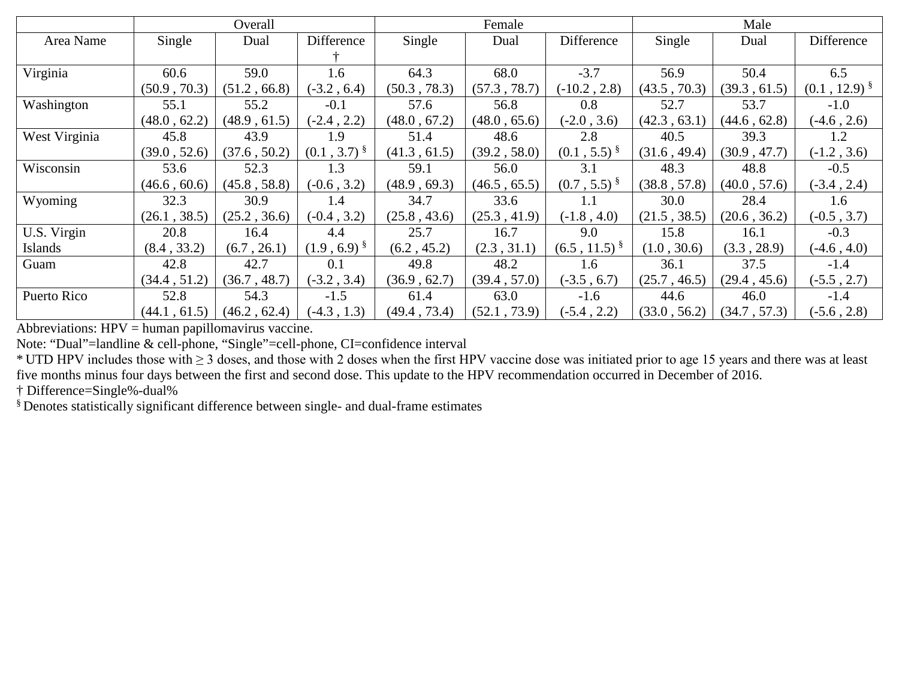| Area Name | Overall | | | Female | | | Male | | |
|---|---|---|---|---|---|---|---|---|---|
| | Single | Dual | Difference † | Single | Dual | Difference | Single | Dual | Difference |
| Virginia | 60.6 (50.9 , 70.3) | 59.0 (51.2 , 66.8) | 1.6 (-3.2 , 6.4) | 64.3 (50.3 , 78.3) | 68.0 (57.3 , 78.7) | -3.7 (-10.2 , 2.8) | 56.9 (43.5 , 70.3) | 50.4 (39.3 , 61.5) | 6.5 (0.1 , 12.9) § |
| Washington | 55.1 (48.0 , 62.2) | 55.2 (48.9 , 61.5) | -0.1 (-2.4 , 2.2) | 57.6 (48.0 , 67.2) | 56.8 (48.0 , 65.6) | 0.8 (-2.0 , 3.6) | 52.7 (42.3 , 63.1) | 53.7 (44.6 , 62.8) | -1.0 (-4.6 , 2.6) |
| West Virginia | 45.8 (39.0 , 52.6) | 43.9 (37.6 , 50.2) | 1.9 (0.1 , 3.7) § | 51.4 (41.3 , 61.5) | 48.6 (39.2 , 58.0) | 2.8 (0.1 , 5.5) § | 40.5 (31.6 , 49.4) | 39.3 (30.9 , 47.7) | 1.2 (-1.2 , 3.6) |
| Wisconsin | 53.6 (46.6 , 60.6) | 52.3 (45.8 , 58.8) | 1.3 (-0.6 , 3.2) | 59.1 (48.9 , 69.3) | 56.0 (46.5 , 65.5) | 3.1 (0.7 , 5.5) § | 48.3 (38.8 , 57.8) | 48.8 (40.0 , 57.6) | -0.5 (-3.4 , 2.4) |
| Wyoming | 32.3 (26.1 , 38.5) | 30.9 (25.2 , 36.6) | 1.4 (-0.4 , 3.2) | 34.7 (25.8 , 43.6) | 33.6 (25.3 , 41.9) | 1.1 (-1.8 , 4.0) | 30.0 (21.5 , 38.5) | 28.4 (20.6 , 36.2) | 1.6 (-0.5 , 3.7) |
| U.S. Virgin Islands | 20.8 (8.4 , 33.2) | 16.4 (6.7 , 26.1) | 4.4 (1.9 , 6.9) § | 25.7 (6.2 , 45.2) | 16.7 (2.3 , 31.1) | 9.0 (6.5 , 11.5) § | 15.8 (1.0 , 30.6) | 16.1 (3.3 , 28.9) | -0.3 (-4.6 , 4.0) |
| Guam | 42.8 (34.4 , 51.2) | 42.7 (36.7 , 48.7) | 0.1 (-3.2 , 3.4) | 49.8 (36.9 , 62.7) | 48.2 (39.4 , 57.0) | 1.6 (-3.5 , 6.7) | 36.1 (25.7 , 46.5) | 37.5 (29.4 , 45.6) | -1.4 (-5.5 , 2.7) |
| Puerto Rico | 52.8 (44.1 , 61.5) | 54.3 (46.2 , 62.4) | -1.5 (-4.3 , 1.3) | 61.4 (49.4 , 73.4) | 63.0 (52.1 , 73.9) | -1.6 (-5.4 , 2.2) | 44.6 (33.0 , 56.2) | 46.0 (34.7 , 57.3) | -1.4 (-5.6 , 2.8) |

Abbreviations: HPV = human papillomavirus vaccine.

Note: “Dual”=landline & cell-phone, “Single”=cell-phone, CI=confidence interval

* UTD HPV includes those with ≥ 3 doses, and those with 2 doses when the first HPV vaccine dose was initiated prior to age 15 years and there was at least five months minus four days between the first and second dose. This update to the HPV recommendation occurred in December of 2016.

† Difference=Single%-dual%

§ Denotes statistically significant difference between single- and dual-frame estimates